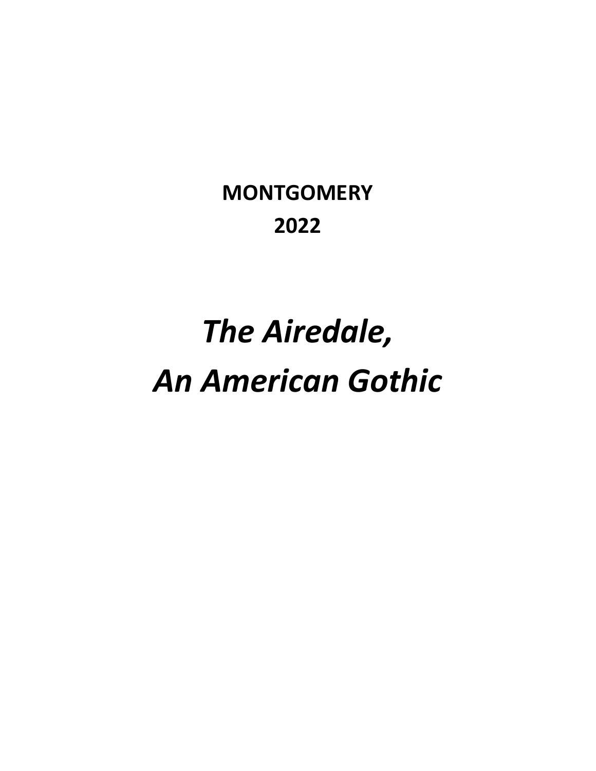**MONTGOMERY**

**2022**

# *The Airedale, An American Gothic*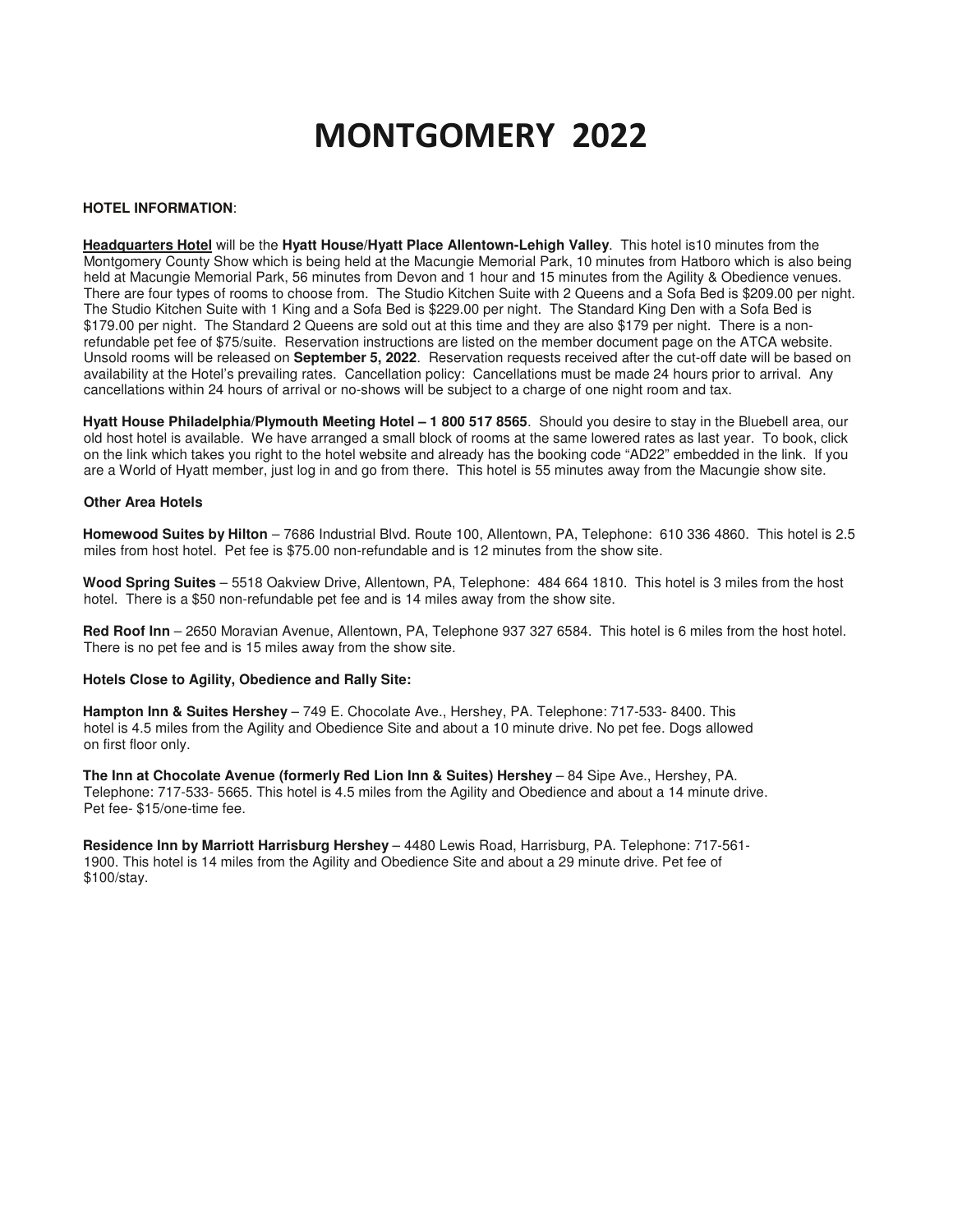# MONTGOMERY 2022

**HOTEL INFORMATION**:

**Headquarters Hotel** will be the **Hyatt House/Hyatt Place Allentown-Lehigh Valley**. This hotel is10 minutes from the Montgomery County Show which is being held at the Macungie Memorial Park, 10 minutes from Hatboro which is also being held at Macungie Memorial Park, 56 minutes from Devon and 1 hour and 15 minutes from the Agility & Obedience venues. There are four types of rooms to choose from. The Studio Kitchen Suite with 2 Queens and a Sofa Bed is $209.00 per night. The Studio Kitchen Suite with 1 King and a Sofa Bed is $229.00 per night. The Standard King Den with a Sofa Bed is $179.00 per night. The Standard 2 Queens are sold out at this time and they are also $179 per night. There is a non-refundable pet fee of $75/suite. Reservation instructions are listed on the member document page on the ATCA website. Unsold rooms will be released on **September 5, 2022**. Reservation requests received after the cut-off date will be based on availability at the Hotel's prevailing rates. Cancellation policy: Cancellations must be made 24 hours prior to arrival. Any cancellations within 24 hours of arrival or no-shows will be subject to a charge of one night room and tax.

**Hyatt House Philadelphia/Plymouth Meeting Hotel – 1 800 517 8565**. Should you desire to stay in the Bluebell area, our old host hotel is available. We have arranged a small block of rooms at the same lowered rates as last year. To book, click on the link which takes you right to the hotel website and already has the booking code "AD22" embedded in the link. If you are a World of Hyatt member, just log in and go from there. This hotel is 55 minutes away from the Macungie show site.

**Other Area Hotels**

**Homewood Suites by Hilton** – 7686 Industrial Blvd. Route 100, Allentown, PA, Telephone: 610 336 4860. This hotel is 2.5 miles from host hotel. Pet fee is $75.00 non-refundable and is 12 minutes from the show site.

**Wood Spring Suites** – 5518 Oakview Drive, Allentown, PA, Telephone: 484 664 1810. This hotel is 3 miles from the host hotel. There is a $50 non-refundable pet fee and is 14 miles away from the show site.

**Red Roof Inn** – 2650 Moravian Avenue, Allentown, PA, Telephone 937 327 6584. This hotel is 6 miles from the host hotel. There is no pet fee and is 15 miles away from the show site.

**Hotels Close to Agility, Obedience and Rally Site:**

**Hampton Inn & Suites Hershey** – 749 E. Chocolate Ave., Hershey, PA. Telephone: 717-533- 8400. This hotel is 4.5 miles from the Agility and Obedience Site and about a 10 minute drive. No pet fee. Dogs allowed on first floor only.

**The Inn at Chocolate Avenue (formerly Red Lion Inn & Suites) Hershey** – 84 Sipe Ave., Hershey, PA. Telephone: 717-533- 5665. This hotel is 4.5 miles from the Agility and Obedience and about a 14 minute drive. Pet fee- $15/one-time fee.

**Residence Inn by Marriott Harrisburg Hershey** – 4480 Lewis Road, Harrisburg, PA. Telephone: 717-561-1900. This hotel is 14 miles from the Agility and Obedience Site and about a 29 minute drive. Pet fee of $100/stay.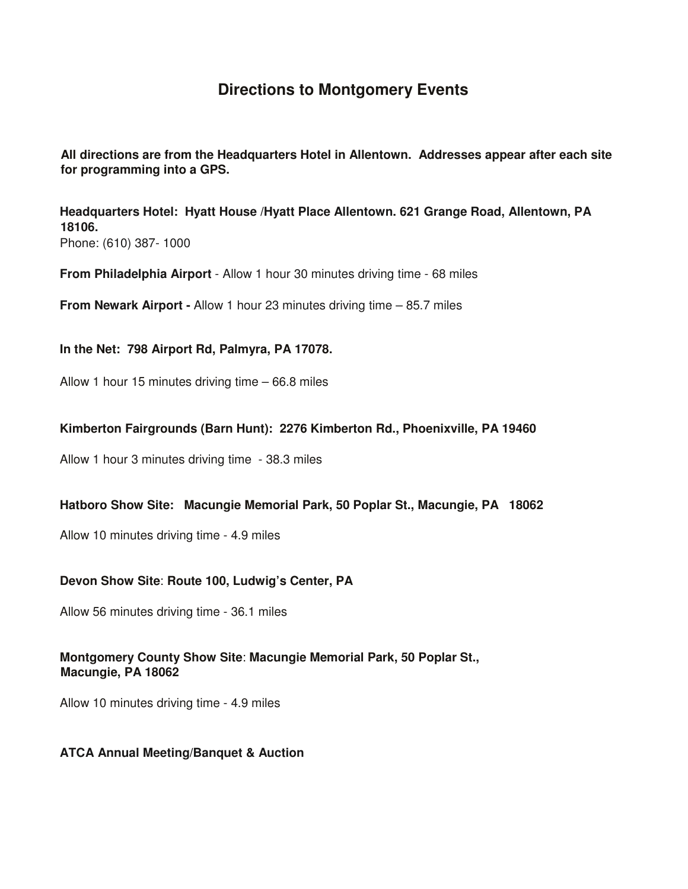# Directions to Montgomery Events

**All directions are from the Headquarters Hotel in Allentown. Addresses appear after each site for programming into a GPS.**

**Headquarters Hotel: Hyatt House /Hyatt Place Allentown. 621 Grange Road, Allentown, PA 18106.**
Phone: (610) 387- 1000

**From Philadelphia Airport** - Allow 1 hour 30 minutes driving time - 68 miles

**From Newark Airport -** Allow 1 hour 23 minutes driving time – 85.7 miles

**In the Net: 798 Airport Rd, Palmyra, PA 17078.**

Allow 1 hour 15 minutes driving time – 66.8 miles

**Kimberton Fairgrounds (Barn Hunt): 2276 Kimberton Rd., Phoenixville, PA 19460**

Allow 1 hour 3 minutes driving time - 38.3 miles

**Hatboro Show Site: Macungie Memorial Park, 50 Poplar St., Macungie, PA 18062**

Allow 10 minutes driving time - 4.9 miles

**Devon Show Site**: **Route 100, Ludwig's Center, PA**

Allow 56 minutes driving time - 36.1 miles

**Montgomery County Show Site**: **Macungie Memorial Park, 50 Poplar St., Macungie, PA 18062**

Allow 10 minutes driving time - 4.9 miles

**ATCA Annual Meeting/Banquet & Auction**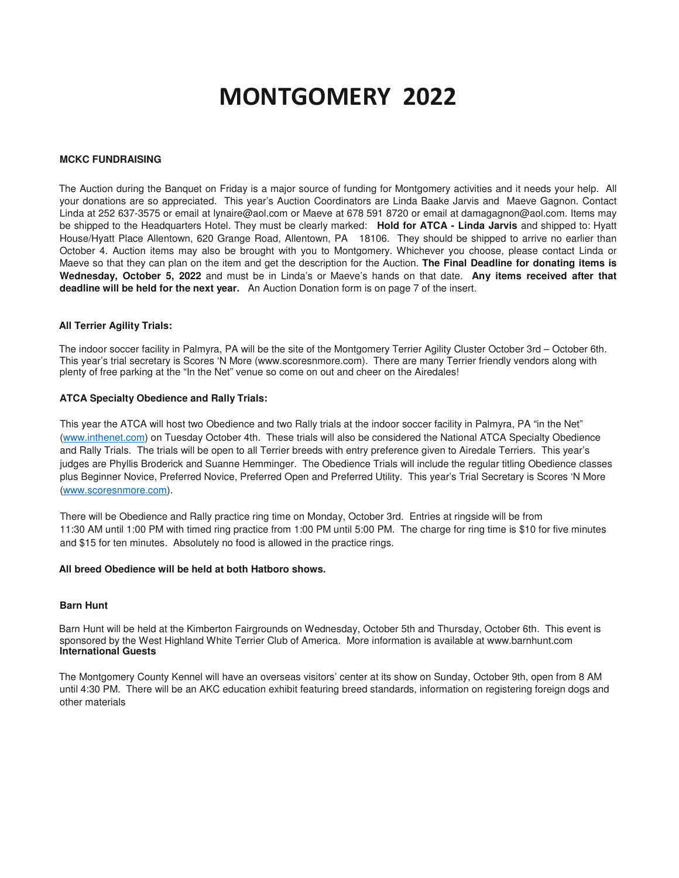# MONTGOMERY 2022

**MCKC FUNDRAISING**

The Auction during the Banquet on Friday is a major source of funding for Montgomery activities and it needs your help. All your donations are so appreciated. This year's Auction Coordinators are Linda Baake Jarvis and Maeve Gagnon. Contact Linda at 252 637-3575 or email at lynaire@aol.com or Maeve at 678 591 8720 or email at damagagnon@aol.com. Items may be shipped to the Headquarters Hotel. They must be clearly marked: **Hold for ATCA - Linda Jarvis** and shipped to: Hyatt House/Hyatt Place Allentown, 620 Grange Road, Allentown, PA 18106. They should be shipped to arrive no earlier than October 4. Auction items may also be brought with you to Montgomery. Whichever you choose, please contact Linda or Maeve so that they can plan on the item and get the description for the Auction. **The Final Deadline for donating items is Wednesday, October 5, 2022** and must be in Linda's or Maeve's hands on that date. **Any items received after that deadline will be held for the next year.** An Auction Donation form is on page 7 of the insert.

**All Terrier Agility Trials:**

The indoor soccer facility in Palmyra, PA will be the site of the Montgomery Terrier Agility Cluster October 3rd – October 6th. This year's trial secretary is Scores 'N More (www.scoresnmore.com). There are many Terrier friendly vendors along with plenty of free parking at the "In the Net" venue so come on out and cheer on the Airedales!

**ATCA Specialty Obedience and Rally Trials:**

This year the ATCA will host two Obedience and two Rally trials at the indoor soccer facility in Palmyra, PA "in the Net" (www.inthenet.com) on Tuesday October 4th. These trials will also be considered the National ATCA Specialty Obedience and Rally Trials. The trials will be open to all Terrier breeds with entry preference given to Airedale Terriers. This year's judges are Phyllis Broderick and Suanne Hemminger. The Obedience Trials will include the regular titling Obedience classes plus Beginner Novice, Preferred Novice, Preferred Open and Preferred Utility. This year's Trial Secretary is Scores 'N More (www.scoresnmore.com).

There will be Obedience and Rally practice ring time on Monday, October 3rd. Entries at ringside will be from 11:30 AM until 1:00 PM with timed ring practice from 1:00 PM until 5:00 PM. The charge for ring time is $10 for five minutes and $15 for ten minutes. Absolutely no food is allowed in the practice rings.

**All breed Obedience will be held at both Hatboro shows.**

**Barn Hunt**

Barn Hunt will be held at the Kimberton Fairgrounds on Wednesday, October 5th and Thursday, October 6th. This event is sponsored by the West Highland White Terrier Club of America. More information is available at www.barnhunt.com

**International Guests**

The Montgomery County Kennel will have an overseas visitors' center at its show on Sunday, October 9th, open from 8 AM until 4:30 PM. There will be an AKC education exhibit featuring breed standards, information on registering foreign dogs and other materials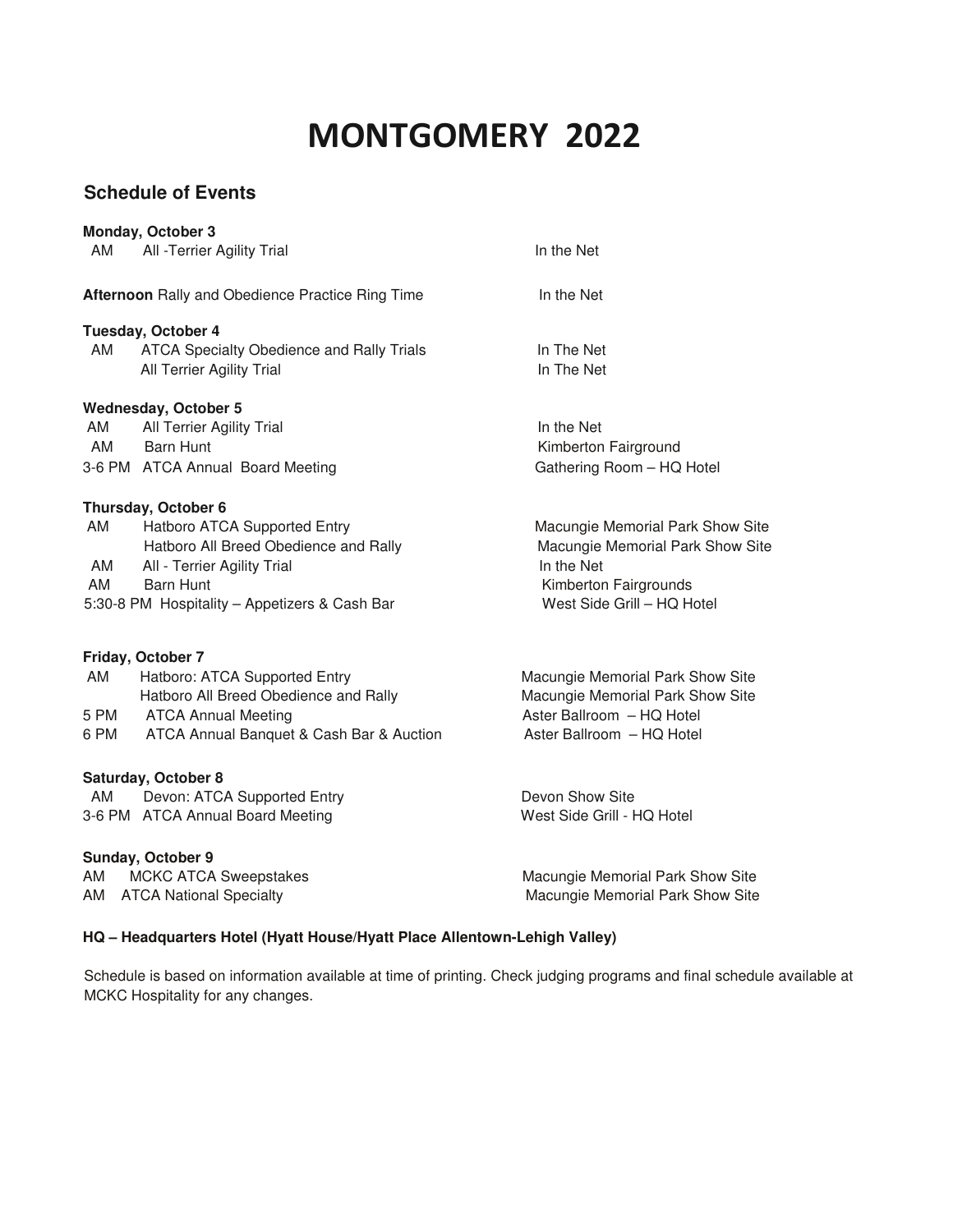# MONTGOMERY 2022

## Schedule of Events

**Monday, October 3**

| Time | Event | Location |
|---|---|---|
| AM | All -Terrier Agility Trial | In the Net |
| **Afternoon** | Rally and Obedience Practice Ring Time | In the Net |

**Tuesday, October 4**

| Time | Event | Location |
|---|---|---|
| AM | ATCA Specialty Obedience and Rally Trials | In The Net |
| | All Terrier Agility Trial | In The Net |

**Wednesday, October 5**

| Time | Event | Location |
|---|---|---|
| AM | All Terrier Agility Trial | In the Net |
| AM | Barn Hunt | Kimberton Fairground |
| 3-6 PM | ATCA Annual Board Meeting | Gathering Room – HQ Hotel |

**Thursday, October 6**

| Time | Event | Location |
|---|---|---|
| AM | Hatboro ATCA Supported Entry | Macungie Memorial Park Show Site |
| | Hatboro All Breed Obedience and Rally | Macungie Memorial Park Show Site |
| AM | All - Terrier Agility Trial | In the Net |
| AM | Barn Hunt | Kimberton Fairgrounds |
| 5:30-8 PM | Hospitality – Appetizers & Cash Bar | West Side Grill – HQ Hotel |

**Friday, October 7**

| Time | Event | Location |
|---|---|---|
| AM | Hatboro: ATCA Supported Entry | Macungie Memorial Park Show Site |
| | Hatboro All Breed Obedience and Rally | Macungie Memorial Park Show Site |
| 5 PM | ATCA Annual Meeting | Aster Ballroom – HQ Hotel |
| 6 PM | ATCA Annual Banquet & Cash Bar & Auction | Aster Ballroom – HQ Hotel |

**Saturday, October 8**

| Time | Event | Location |
|---|---|---|
| AM | Devon: ATCA Supported Entry | Devon Show Site |
| 3-6 PM | ATCA Annual Board Meeting | West Side Grill - HQ Hotel |

**Sunday, October 9**

| Time | Event | Location |
|---|---|---|
| AM | MCKC ATCA Sweepstakes | Macungie Memorial Park Show Site |
| AM | ATCA National Specialty | Macungie Memorial Park Show Site |

**HQ – Headquarters Hotel (Hyatt House/Hyatt Place Allentown-Lehigh Valley)**

Schedule is based on information available at time of printing. Check judging programs and final schedule available at MCKC Hospitality for any changes.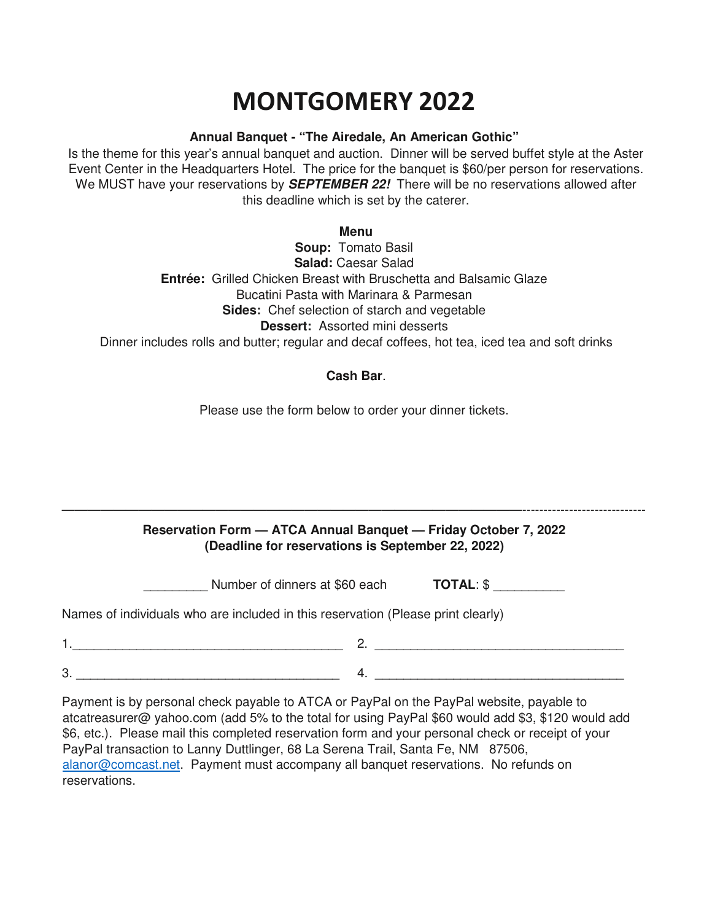# MONTGOMERY 2022

**Annual Banquet - "The Airedale, An American Gothic"**

Is the theme for this year's annual banquet and auction. Dinner will be served buffet style at the Aster Event Center in the Headquarters Hotel. The price for the banquet is $60/per person for reservations. We MUST have your reservations by ***SEPTEMBER 22!*** There will be no reservations allowed after this deadline which is set by the caterer.

**Menu**

**Soup:** Tomato Basil
**Salad:** Caesar Salad
**Entrée:** Grilled Chicken Breast with Bruschetta and Balsamic Glaze
Bucatini Pasta with Marinara & Parmesan
**Sides:** Chef selection of starch and vegetable
**Dessert:** Assorted mini desserts
Dinner includes rolls and butter; regular and decaf coffees, hot tea, iced tea and soft drinks

**Cash Bar**.

Please use the form below to order your dinner tickets.

---

**Reservation Form — ATCA Annual Banquet — Friday October 7, 2022**
**(Deadline for reservations is September 22, 2022)**

_________ Number of dinners at $60 each **TOTAL**: $ __________

Names of individuals who are included in this reservation (Please print clearly)

1.______________________________________ 2. ___________________________________

3. _____________________________________ 4. ___________________________________

Payment is by personal check payable to ATCA or PayPal on the PayPal website, payable to atcatreasurer@ yahoo.com (add 5% to the total for using PayPal $60 would add $3, $120 would add $6, etc.). Please mail this completed reservation form and your personal check or receipt of your PayPal transaction to Lanny Duttlinger, 68 La Serena Trail, Santa Fe, NM 87506, alanor@comcast.net. Payment must accompany all banquet reservations. No refunds on reservations.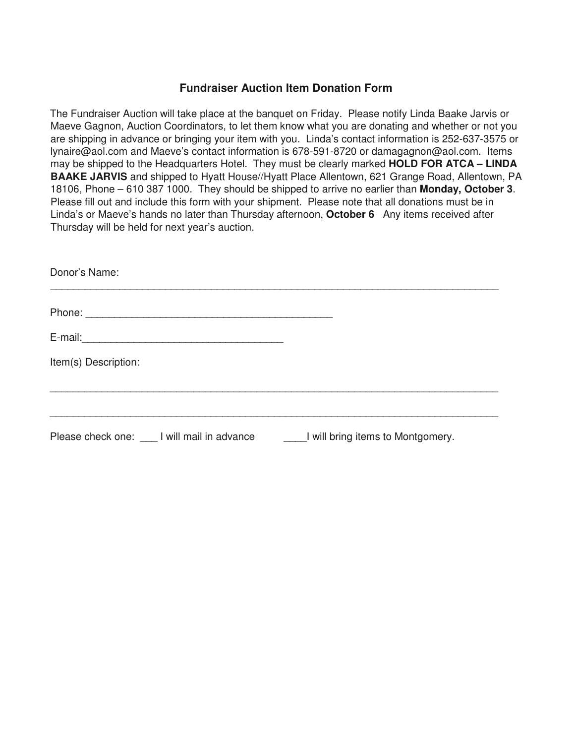## Fundraiser Auction Item Donation Form

The Fundraiser Auction will take place at the banquet on Friday. Please notify Linda Baake Jarvis or Maeve Gagnon, Auction Coordinators, to let them know what you are donating and whether or not you are shipping in advance or bringing your item with you. Linda's contact information is 252-637-3575 or lynaire@aol.com and Maeve's contact information is 678-591-8720 or damagagnon@aol.com. Items may be shipped to the Headquarters Hotel. They must be clearly marked **HOLD FOR ATCA – LINDA BAAKE JARVIS** and shipped to Hyatt House//Hyatt Place Allentown, 621 Grange Road, Allentown, PA 18106, Phone – 610 387 1000. They should be shipped to arrive no earlier than **Monday, October 3**. Please fill out and include this form with your shipment. Please note that all donations must be in Linda's or Maeve's hands no later than Thursday afternoon, **October 6** Any items received after Thursday will be held for next year's auction.

Donor's Name:
_______________________________________________________________________________

Phone: ____________________________________________

E-mail:___________________________________

Item(s) Description:

_______________________________________________________________________________

_______________________________________________________________________________

Please check one: ___ I will mail in advance ____I will bring items to Montgomery.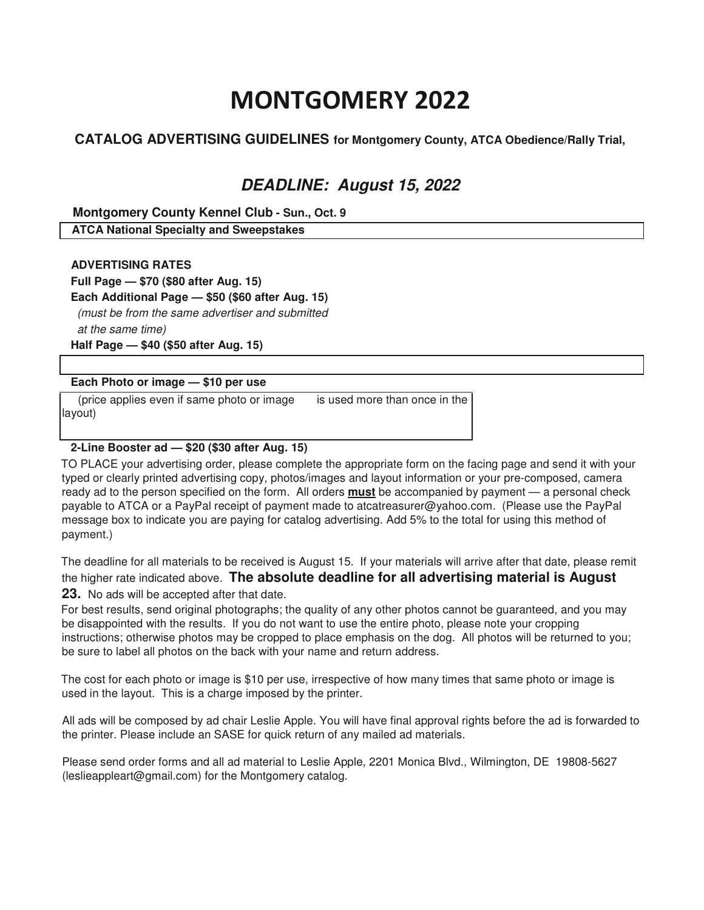# MONTGOMERY 2022

**CATALOG ADVERTISING GUIDELINES for Montgomery County, ATCA Obedience/Rally Trial,**

## *DEADLINE: August 15, 2022*

**Montgomery County Kennel Club - Sun., Oct. 9**

**ATCA National Specialty and Sweepstakes**

**ADVERTISING RATES**

**Full Page — $70 ($80 after Aug. 15)**

**Each Additional Page — $50 ($60 after Aug. 15)**
*(must be from the same advertiser and submitted at the same time)*

**Half Page — $40 ($50 after Aug. 15)**

**Each Photo or image — $10 per use**
(price applies even if same photo or image is used more than once in the layout)

**2-Line Booster ad — $20 ($30 after Aug. 15)**

TO PLACE your advertising order, please complete the appropriate form on the facing page and send it with your typed or clearly printed advertising copy, photos/images and layout information or your pre-composed, camera ready ad to the person specified on the form. All orders **must** be accompanied by payment — a personal check payable to ATCA or a PayPal receipt of payment made to atcatreasurer@yahoo.com. (Please use the PayPal message box to indicate you are paying for catalog advertising. Add 5% to the total for using this method of payment.)

The deadline for all materials to be received is August 15. If your materials will arrive after that date, please remit the higher rate indicated above. **The absolute deadline for all advertising material is August 23.** No ads will be accepted after that date.

For best results, send original photographs; the quality of any other photos cannot be guaranteed, and you may be disappointed with the results. If you do not want to use the entire photo, please note your cropping instructions; otherwise photos may be cropped to place emphasis on the dog. All photos will be returned to you; be sure to label all photos on the back with your name and return address.

The cost for each photo or image is $10 per use, irrespective of how many times that same photo or image is used in the layout. This is a charge imposed by the printer.

All ads will be composed by ad chair Leslie Apple. You will have final approval rights before the ad is forwarded to the printer. Please include an SASE for quick return of any mailed ad materials.

Please send order forms and all ad material to Leslie Apple, 2201 Monica Blvd., Wilmington, DE 19808-5627 (leslieappleart@gmail.com) for the Montgomery catalog.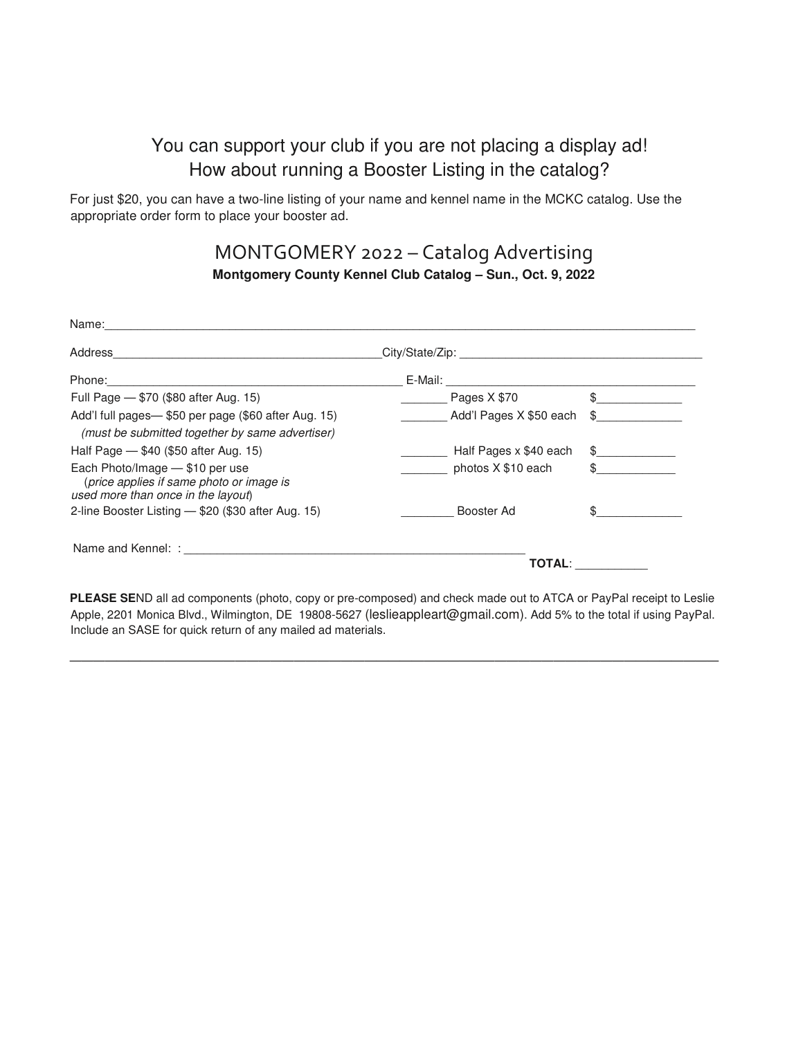## You can support your club if you are not placing a display ad! How about running a Booster Listing in the catalog?

For just $20, you can have a two-line listing of your name and kennel name in the MCKC catalog. Use the appropriate order form to place your booster ad.

# MONTGOMERY 2022 – Catalog Advertising

**Montgomery County Kennel Club Catalog – Sun., Oct. 9, 2022**

Name:\_\_\_\_\_\_\_\_\_\_\_\_\_\_\_\_\_\_\_\_\_\_\_\_\_\_\_\_\_\_\_\_\_\_\_\_\_\_\_\_\_\_\_\_\_\_\_\_\_\_\_\_\_\_\_\_\_\_\_\_\_\_\_\_\_\_\_\_

Address\_\_\_\_\_\_\_\_\_\_\_\_\_\_\_\_\_\_\_\_\_\_\_\_\_\_\_\_\_\_\_\_\_\_\_City/State/Zip: \_\_\_\_\_\_\_\_\_\_\_\_\_\_\_\_\_\_\_\_\_\_\_\_\_\_\_\_\_\_

Phone:\_\_\_\_\_\_\_\_\_\_\_\_\_\_\_\_\_\_\_\_\_\_\_\_\_\_\_\_\_\_\_\_\_\_\_\_\_ E-Mail: \_\_\_\_\_\_\_\_\_\_\_\_\_\_\_\_\_\_\_\_\_\_\_\_\_\_\_\_\_\_\_

| | | |
|---|---|---|
| Full Page — $70 ($80 after Aug. 15) | \_\_\_\_\_\_\_ Pages X $70 | $\_\_\_\_\_\_\_\_\_\_\_\_ |
| Add'l full pages— $50 per page ($60 after Aug. 15) *(must be submitted together by same advertiser)* | \_\_\_\_\_\_\_ Add'l Pages X $50 each | $\_\_\_\_\_\_\_\_\_\_\_\_ |
| Half Page — $40 ($50 after Aug. 15) | \_\_\_\_\_\_\_ Half Pages x $40 each | $\_\_\_\_\_\_\_\_\_\_\_\_ |
| Each Photo/Image — $10 per use (*price applies if same photo or image is used more than once in the layout*) | \_\_\_\_\_\_\_ photos X $10 each | $\_\_\_\_\_\_\_\_\_\_\_\_ |
| 2-line Booster Listing — $20 ($30 after Aug. 15) | \_\_\_\_\_\_\_\_ Booster Ad | $\_\_\_\_\_\_\_\_\_\_\_\_ |

Name and Kennel: : \_\_\_\_\_\_\_\_\_\_\_\_\_\_\_\_\_\_\_\_\_\_\_\_\_\_\_\_\_\_\_\_\_\_\_\_\_\_\_\_\_\_\_\_\_\_\_\_

**TOTAL**: \_\_\_\_\_\_\_\_\_\_\_

**PLEASE SE**ND all ad components (photo, copy or pre-composed) and check made out to ATCA or PayPal receipt to Leslie Apple, 2201 Monica Blvd., Wilmington, DE 19808-5627 (leslieappleart@gmail.com). Add 5% to the total if using PayPal. Include an SASE for quick return of any mailed ad materials.